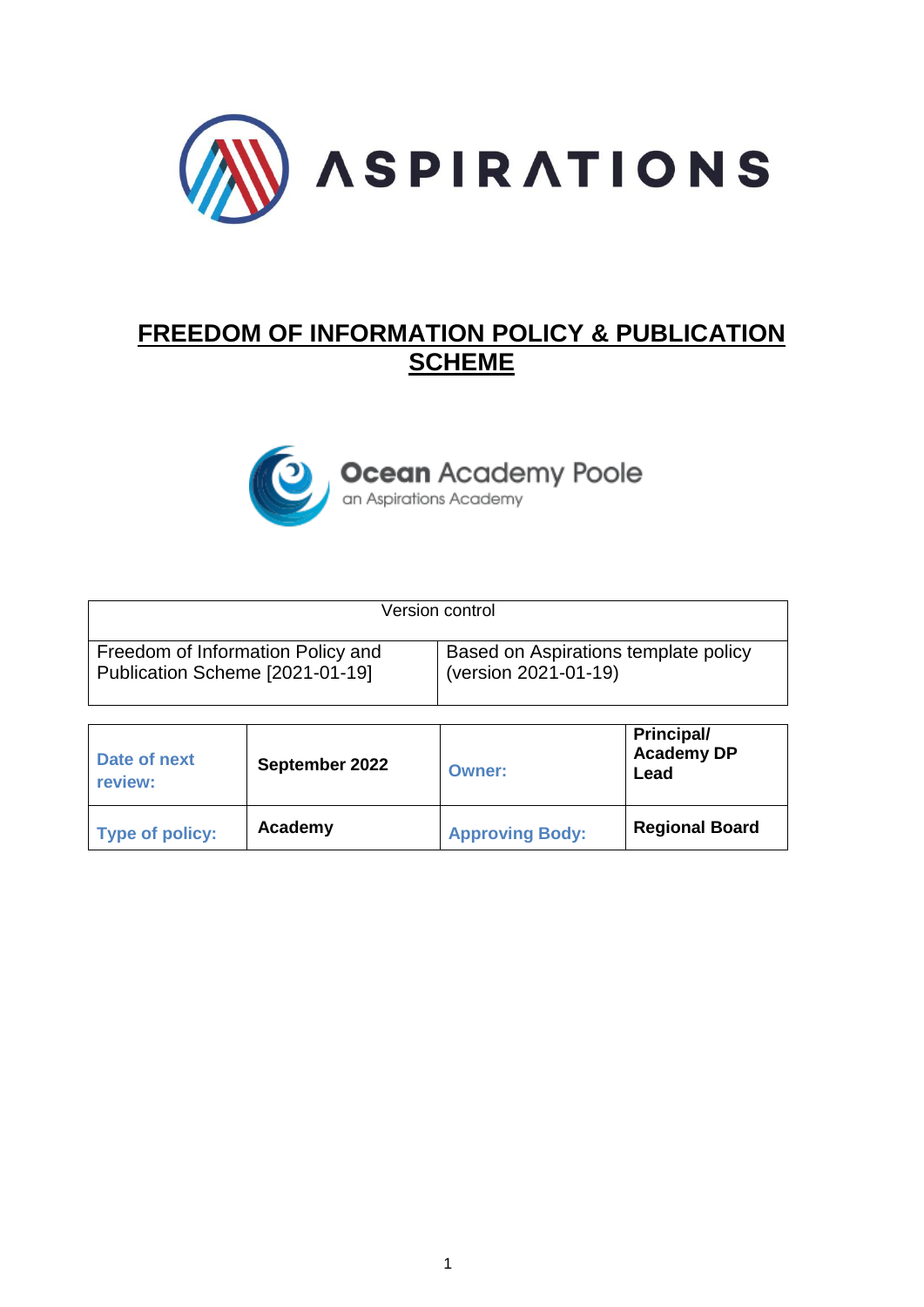ASPIRATIONS

# FREEDOM OF INFORMATION POLICY & PUBLICATION SCHEME

**Ocean** Academy Poole
an Aspirations Academy

| Version control | |
|---|---|
| Freedom of Information Policy and Publication Scheme [2021-01-19] | Based on Aspirations template policy (version 2021-01-19) |

| Date of next review: | **September 2022** | Owner: | **Principal/ Academy DP Lead** |
|---|---|---|---|
| Type of policy: | **Academy** | Approving Body: | **Regional Board** |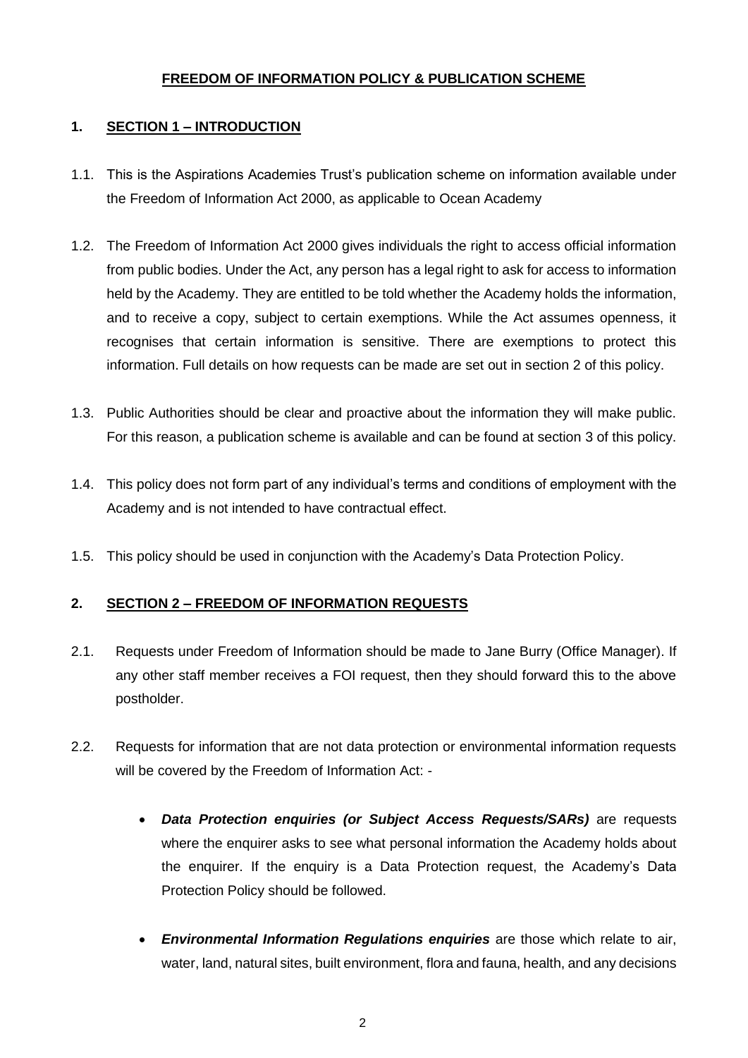**FREEDOM OF INFORMATION POLICY & PUBLICATION SCHEME**

## 1. SECTION 1 – INTRODUCTION

1.1. This is the Aspirations Academies Trust's publication scheme on information available under the Freedom of Information Act 2000, as applicable to Ocean Academy

1.2. The Freedom of Information Act 2000 gives individuals the right to access official information from public bodies. Under the Act, any person has a legal right to ask for access to information held by the Academy. They are entitled to be told whether the Academy holds the information, and to receive a copy, subject to certain exemptions. While the Act assumes openness, it recognises that certain information is sensitive. There are exemptions to protect this information. Full details on how requests can be made are set out in section 2 of this policy.

1.3. Public Authorities should be clear and proactive about the information they will make public. For this reason, a publication scheme is available and can be found at section 3 of this policy.

1.4. This policy does not form part of any individual's terms and conditions of employment with the Academy and is not intended to have contractual effect.

1.5. This policy should be used in conjunction with the Academy's Data Protection Policy.

## 2. SECTION 2 – FREEDOM OF INFORMATION REQUESTS

2.1. Requests under Freedom of Information should be made to Jane Burry (Office Manager). If any other staff member receives a FOI request, then they should forward this to the above postholder.

2.2. Requests for information that are not data protection or environmental information requests will be covered by the Freedom of Information Act: -

- ***Data Protection enquiries (or Subject Access Requests/SARs)*** are requests where the enquirer asks to see what personal information the Academy holds about the enquirer. If the enquiry is a Data Protection request, the Academy's Data Protection Policy should be followed.

- ***Environmental Information Regulations enquiries*** are those which relate to air, water, land, natural sites, built environment, flora and fauna, health, and any decisions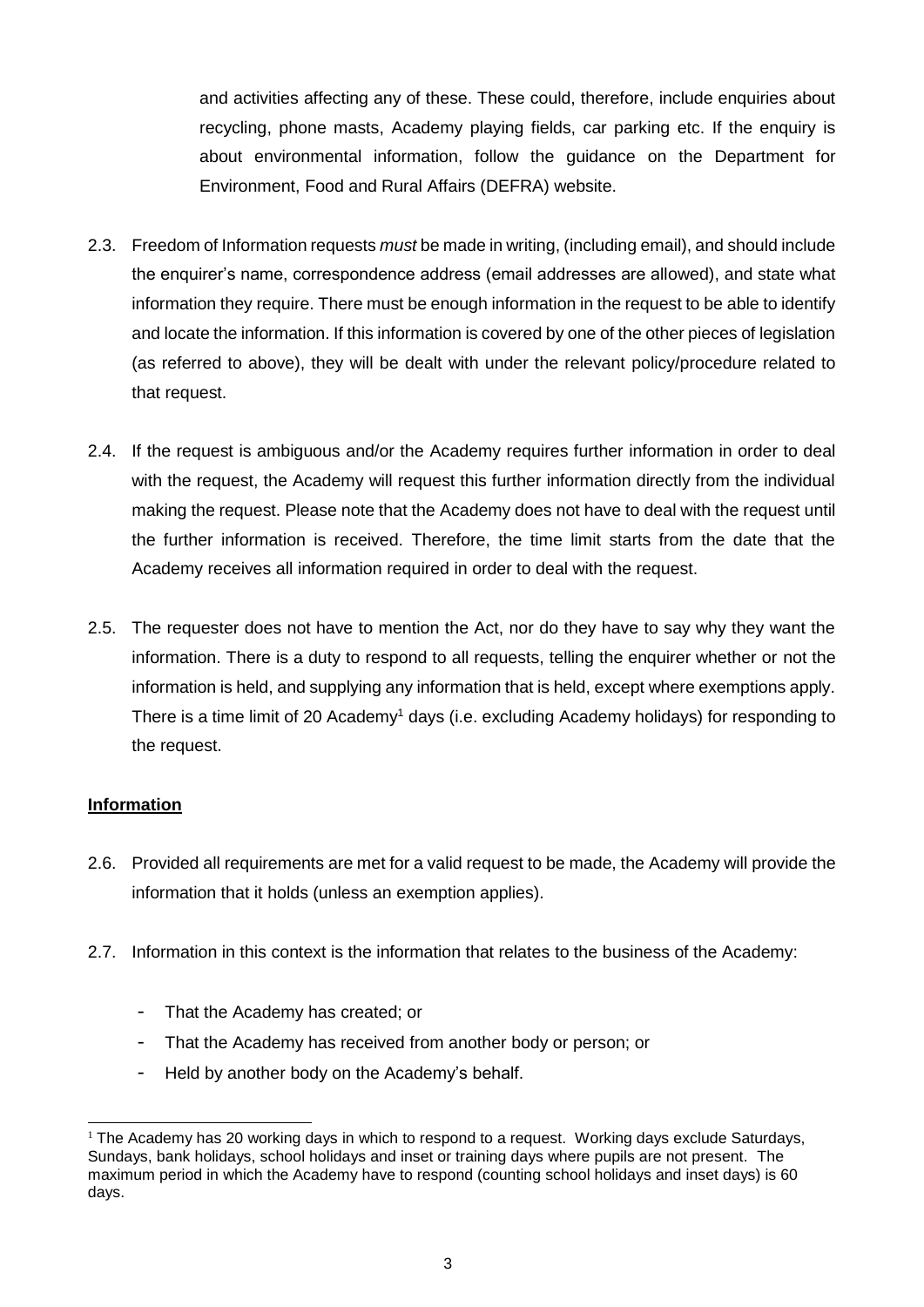and activities affecting any of these. These could, therefore, include enquiries about recycling, phone masts, Academy playing fields, car parking etc. If the enquiry is about environmental information, follow the guidance on the Department for Environment, Food and Rural Affairs (DEFRA) website.

2.3. Freedom of Information requests *must* be made in writing, (including email), and should include the enquirer's name, correspondence address (email addresses are allowed), and state what information they require. There must be enough information in the request to be able to identify and locate the information. If this information is covered by one of the other pieces of legislation (as referred to above), they will be dealt with under the relevant policy/procedure related to that request.

2.4. If the request is ambiguous and/or the Academy requires further information in order to deal with the request, the Academy will request this further information directly from the individual making the request. Please note that the Academy does not have to deal with the request until the further information is received. Therefore, the time limit starts from the date that the Academy receives all information required in order to deal with the request.

2.5. The requester does not have to mention the Act, nor do they have to say why they want the information. There is a duty to respond to all requests, telling the enquirer whether or not the information is held, and supplying any information that is held, except where exemptions apply. There is a time limit of 20 Academy[1] days (i.e. excluding Academy holidays) for responding to the request.

**Information**

2.6. Provided all requirements are met for a valid request to be made, the Academy will provide the information that it holds (unless an exemption applies).

2.7. Information in this context is the information that relates to the business of the Academy:

- That the Academy has created; or
- That the Academy has received from another body or person; or
- Held by another body on the Academy's behalf.

[1] The Academy has 20 working days in which to respond to a request. Working days exclude Saturdays, Sundays, bank holidays, school holidays and inset or training days where pupils are not present. The maximum period in which the Academy have to respond (counting school holidays and inset days) is 60 days.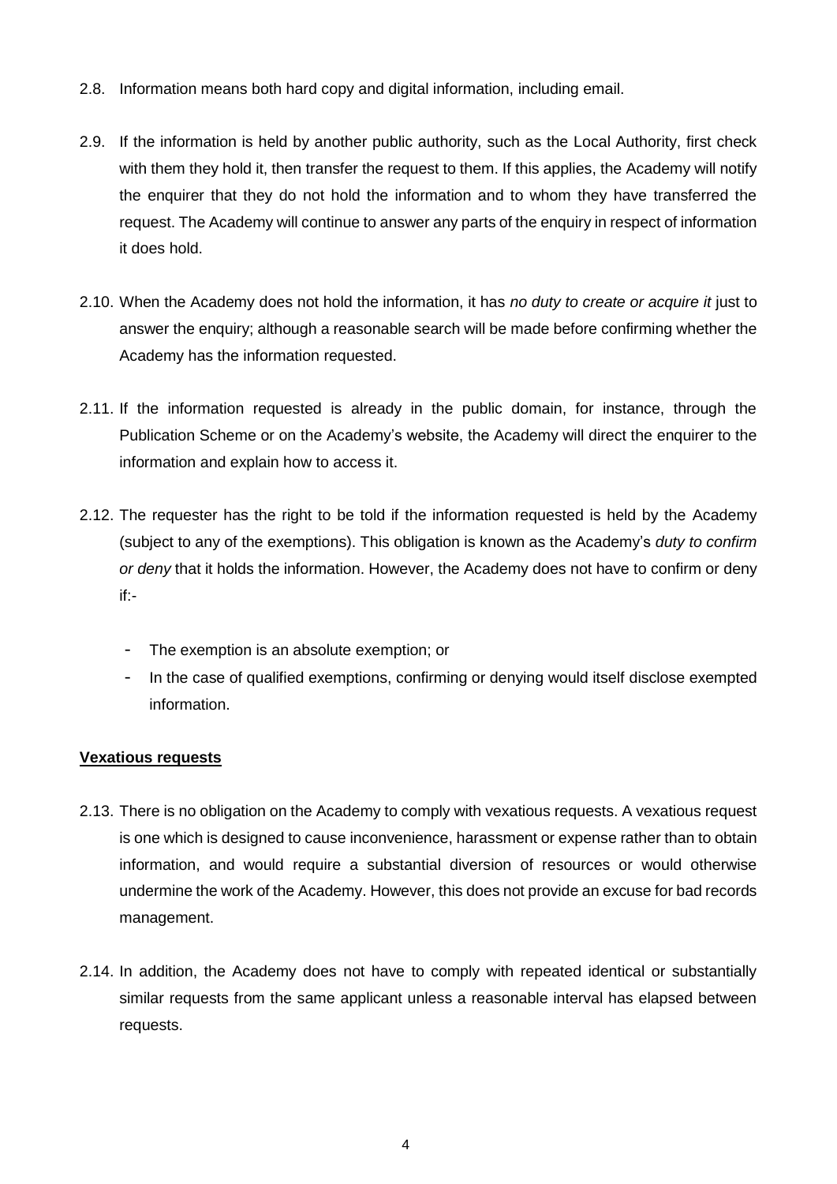2.8. Information means both hard copy and digital information, including email.

2.9. If the information is held by another public authority, such as the Local Authority, first check with them they hold it, then transfer the request to them. If this applies, the Academy will notify the enquirer that they do not hold the information and to whom they have transferred the request. The Academy will continue to answer any parts of the enquiry in respect of information it does hold.

2.10. When the Academy does not hold the information, it has *no duty to create or acquire it* just to answer the enquiry; although a reasonable search will be made before confirming whether the Academy has the information requested.

2.11. If the information requested is already in the public domain, for instance, through the Publication Scheme or on the Academy's website, the Academy will direct the enquirer to the information and explain how to access it.

2.12. The requester has the right to be told if the information requested is held by the Academy (subject to any of the exemptions). This obligation is known as the Academy's *duty to confirm or deny* that it holds the information. However, the Academy does not have to confirm or deny if:-

- The exemption is an absolute exemption; or
- In the case of qualified exemptions, confirming or denying would itself disclose exempted information.

**Vexatious requests**

2.13. There is no obligation on the Academy to comply with vexatious requests. A vexatious request is one which is designed to cause inconvenience, harassment or expense rather than to obtain information, and would require a substantial diversion of resources or would otherwise undermine the work of the Academy. However, this does not provide an excuse for bad records management.

2.14. In addition, the Academy does not have to comply with repeated identical or substantially similar requests from the same applicant unless a reasonable interval has elapsed between requests.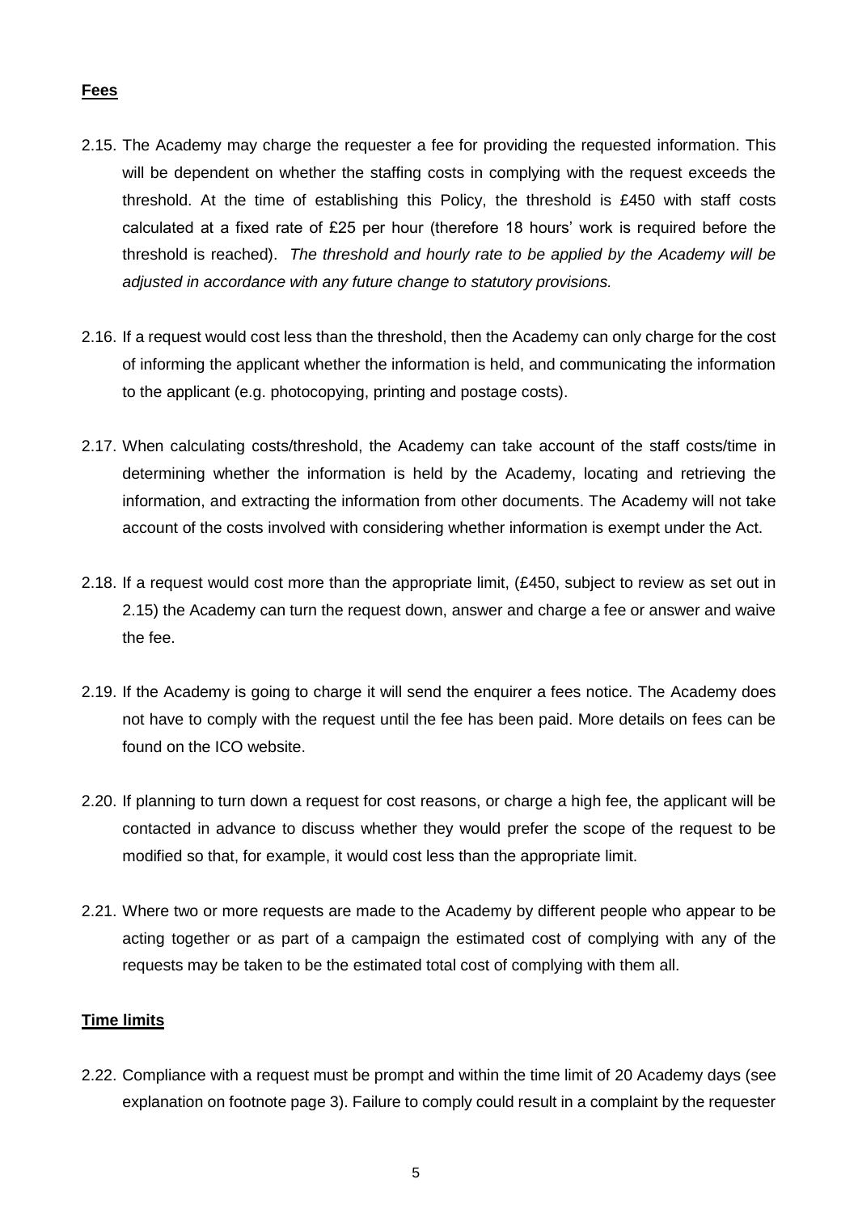**Fees**

2.15. The Academy may charge the requester a fee for providing the requested information. This will be dependent on whether the staffing costs in complying with the request exceeds the threshold. At the time of establishing this Policy, the threshold is £450 with staff costs calculated at a fixed rate of £25 per hour (therefore 18 hours' work is required before the threshold is reached). *The threshold and hourly rate to be applied by the Academy will be adjusted in accordance with any future change to statutory provisions.*

2.16. If a request would cost less than the threshold, then the Academy can only charge for the cost of informing the applicant whether the information is held, and communicating the information to the applicant (e.g. photocopying, printing and postage costs).

2.17. When calculating costs/threshold, the Academy can take account of the staff costs/time in determining whether the information is held by the Academy, locating and retrieving the information, and extracting the information from other documents. The Academy will not take account of the costs involved with considering whether information is exempt under the Act.

2.18. If a request would cost more than the appropriate limit, (£450, subject to review as set out in 2.15) the Academy can turn the request down, answer and charge a fee or answer and waive the fee.

2.19. If the Academy is going to charge it will send the enquirer a fees notice. The Academy does not have to comply with the request until the fee has been paid. More details on fees can be found on the ICO website.

2.20. If planning to turn down a request for cost reasons, or charge a high fee, the applicant will be contacted in advance to discuss whether they would prefer the scope of the request to be modified so that, for example, it would cost less than the appropriate limit.

2.21. Where two or more requests are made to the Academy by different people who appear to be acting together or as part of a campaign the estimated cost of complying with any of the requests may be taken to be the estimated total cost of complying with them all.

**Time limits**

2.22. Compliance with a request must be prompt and within the time limit of 20 Academy days (see explanation on footnote page 3). Failure to comply could result in a complaint by the requester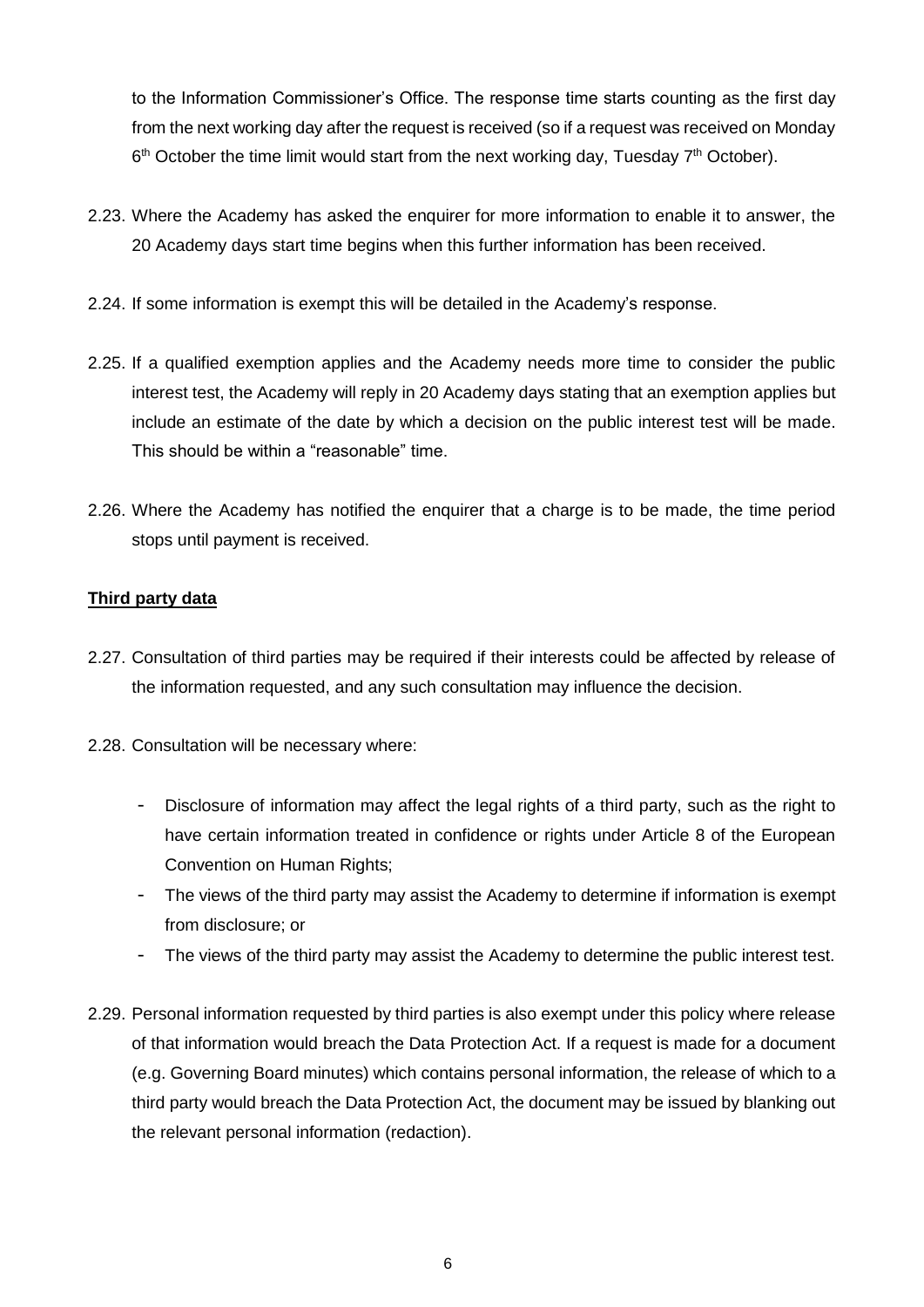to the Information Commissioner's Office. The response time starts counting as the first day from the next working day after the request is received (so if a request was received on Monday 6th October the time limit would start from the next working day, Tuesday 7th October).

2.23. Where the Academy has asked the enquirer for more information to enable it to answer, the 20 Academy days start time begins when this further information has been received.

2.24. If some information is exempt this will be detailed in the Academy's response.

2.25. If a qualified exemption applies and the Academy needs more time to consider the public interest test, the Academy will reply in 20 Academy days stating that an exemption applies but include an estimate of the date by which a decision on the public interest test will be made. This should be within a "reasonable" time.

2.26. Where the Academy has notified the enquirer that a charge is to be made, the time period stops until payment is received.

**Third party data**

2.27. Consultation of third parties may be required if their interests could be affected by release of the information requested, and any such consultation may influence the decision.

2.28. Consultation will be necessary where:

- Disclosure of information may affect the legal rights of a third party, such as the right to have certain information treated in confidence or rights under Article 8 of the European Convention on Human Rights;
- The views of the third party may assist the Academy to determine if information is exempt from disclosure; or
- The views of the third party may assist the Academy to determine the public interest test.

2.29. Personal information requested by third parties is also exempt under this policy where release of that information would breach the Data Protection Act. If a request is made for a document (e.g. Governing Board minutes) which contains personal information, the release of which to a third party would breach the Data Protection Act, the document may be issued by blanking out the relevant personal information (redaction).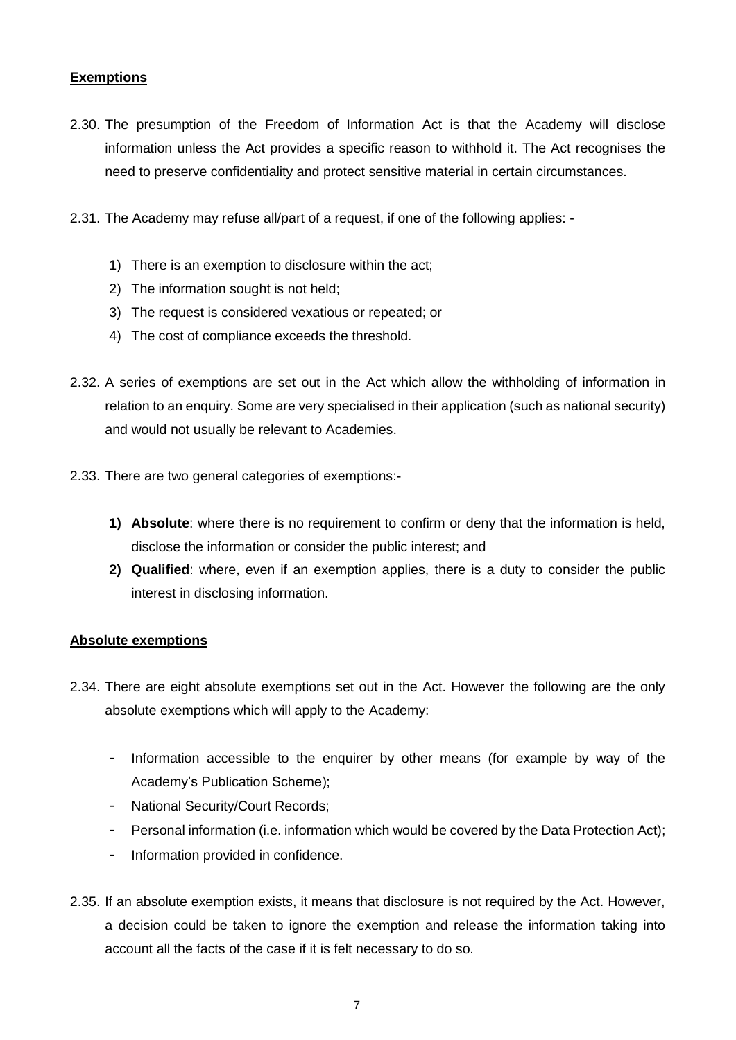## Exemptions

2.30. The presumption of the Freedom of Information Act is that the Academy will disclose information unless the Act provides a specific reason to withhold it. The Act recognises the need to preserve confidentiality and protect sensitive material in certain circumstances.

2.31. The Academy may refuse all/part of a request, if one of the following applies: -

1) There is an exemption to disclosure within the act;
2) The information sought is not held;
3) The request is considered vexatious or repeated; or
4) The cost of compliance exceeds the threshold.

2.32. A series of exemptions are set out in the Act which allow the withholding of information in relation to an enquiry. Some are very specialised in their application (such as national security) and would not usually be relevant to Academies.

2.33. There are two general categories of exemptions:-

1) **Absolute**: where there is no requirement to confirm or deny that the information is held, disclose the information or consider the public interest; and
2) **Qualified**: where, even if an exemption applies, there is a duty to consider the public interest in disclosing information.

## Absolute exemptions

2.34. There are eight absolute exemptions set out in the Act. However the following are the only absolute exemptions which will apply to the Academy:

- Information accessible to the enquirer by other means (for example by way of the Academy's Publication Scheme);
- National Security/Court Records;
- Personal information (i.e. information which would be covered by the Data Protection Act);
- Information provided in confidence.

2.35. If an absolute exemption exists, it means that disclosure is not required by the Act. However, a decision could be taken to ignore the exemption and release the information taking into account all the facts of the case if it is felt necessary to do so.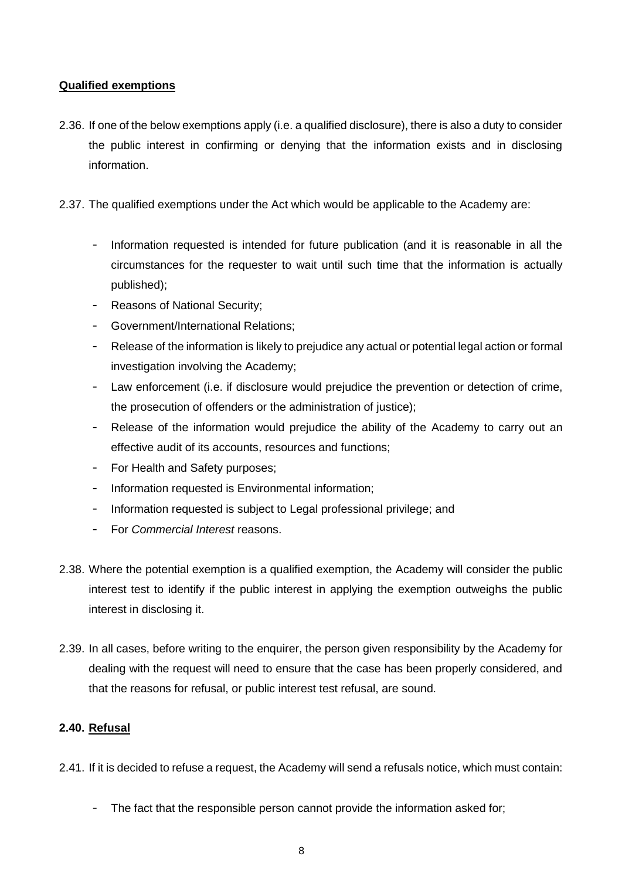**Qualified exemptions**

2.36. If one of the below exemptions apply (i.e. a qualified disclosure), there is also a duty to consider the public interest in confirming or denying that the information exists and in disclosing information.

2.37. The qualified exemptions under the Act which would be applicable to the Academy are:

- Information requested is intended for future publication (and it is reasonable in all the circumstances for the requester to wait until such time that the information is actually published);
- Reasons of National Security;
- Government/International Relations;
- Release of the information is likely to prejudice any actual or potential legal action or formal investigation involving the Academy;
- Law enforcement (i.e. if disclosure would prejudice the prevention or detection of crime, the prosecution of offenders or the administration of justice);
- Release of the information would prejudice the ability of the Academy to carry out an effective audit of its accounts, resources and functions;
- For Health and Safety purposes;
- Information requested is Environmental information;
- Information requested is subject to Legal professional privilege; and
- For *Commercial Interest* reasons.

2.38. Where the potential exemption is a qualified exemption, the Academy will consider the public interest test to identify if the public interest in applying the exemption outweighs the public interest in disclosing it.

2.39. In all cases, before writing to the enquirer, the person given responsibility by the Academy for dealing with the request will need to ensure that the case has been properly considered, and that the reasons for refusal, or public interest test refusal, are sound.

**2.40. Refusal**

2.41. If it is decided to refuse a request, the Academy will send a refusals notice, which must contain:

- The fact that the responsible person cannot provide the information asked for;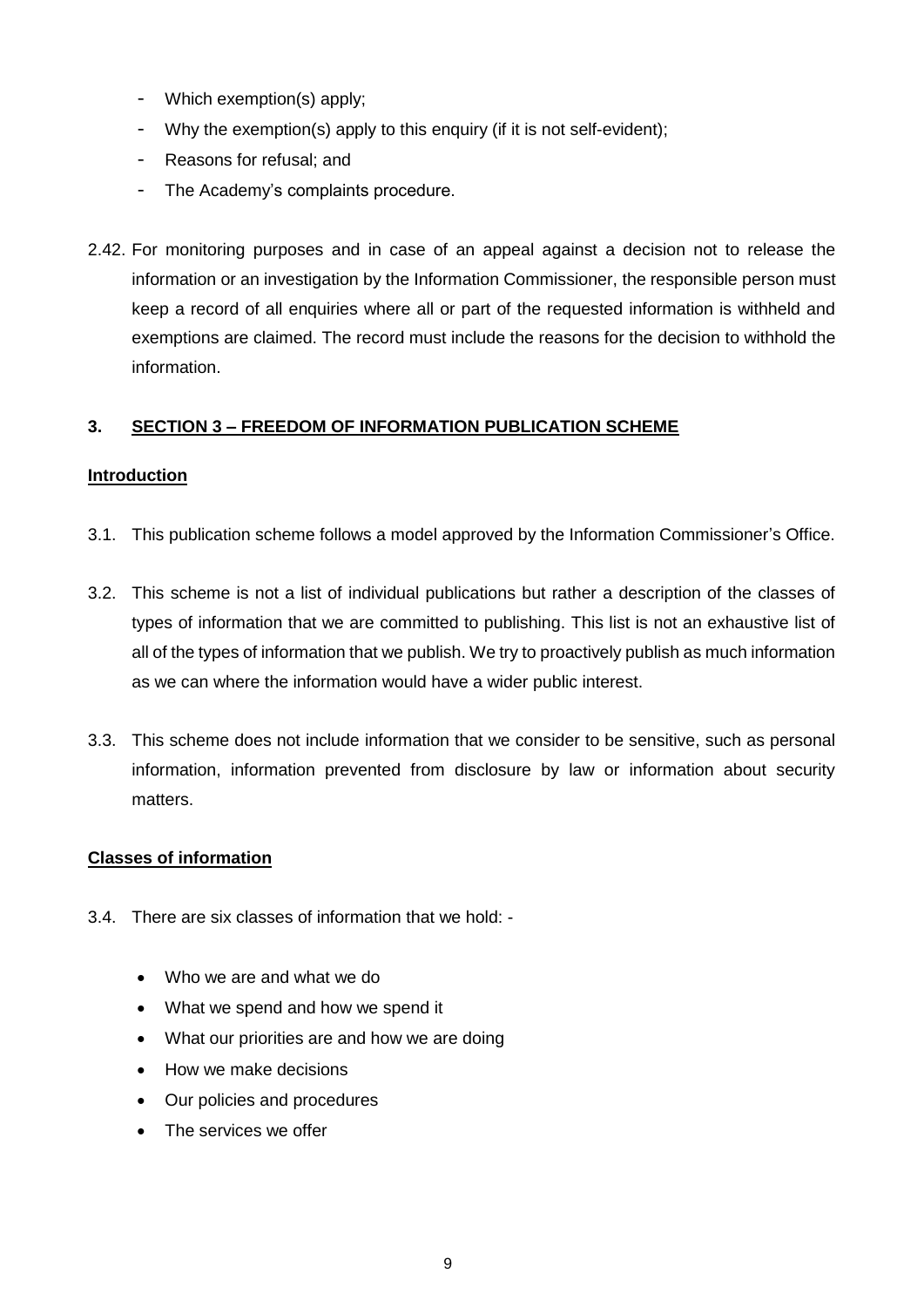- Which exemption(s) apply;
- Why the exemption(s) apply to this enquiry (if it is not self-evident);
- Reasons for refusal; and
- The Academy's complaints procedure.

2.42. For monitoring purposes and in case of an appeal against a decision not to release the information or an investigation by the Information Commissioner, the responsible person must keep a record of all enquiries where all or part of the requested information is withheld and exemptions are claimed. The record must include the reasons for the decision to withhold the information.

## 3. SECTION 3 – FREEDOM OF INFORMATION PUBLICATION SCHEME

### Introduction

3.1. This publication scheme follows a model approved by the Information Commissioner's Office.

3.2. This scheme is not a list of individual publications but rather a description of the classes of types of information that we are committed to publishing. This list is not an exhaustive list of all of the types of information that we publish. We try to proactively publish as much information as we can where the information would have a wider public interest.

3.3. This scheme does not include information that we consider to be sensitive, such as personal information, information prevented from disclosure by law or information about security matters.

### Classes of information

3.4. There are six classes of information that we hold: -

- Who we are and what we do
- What we spend and how we spend it
- What our priorities are and how we are doing
- How we make decisions
- Our policies and procedures
- The services we offer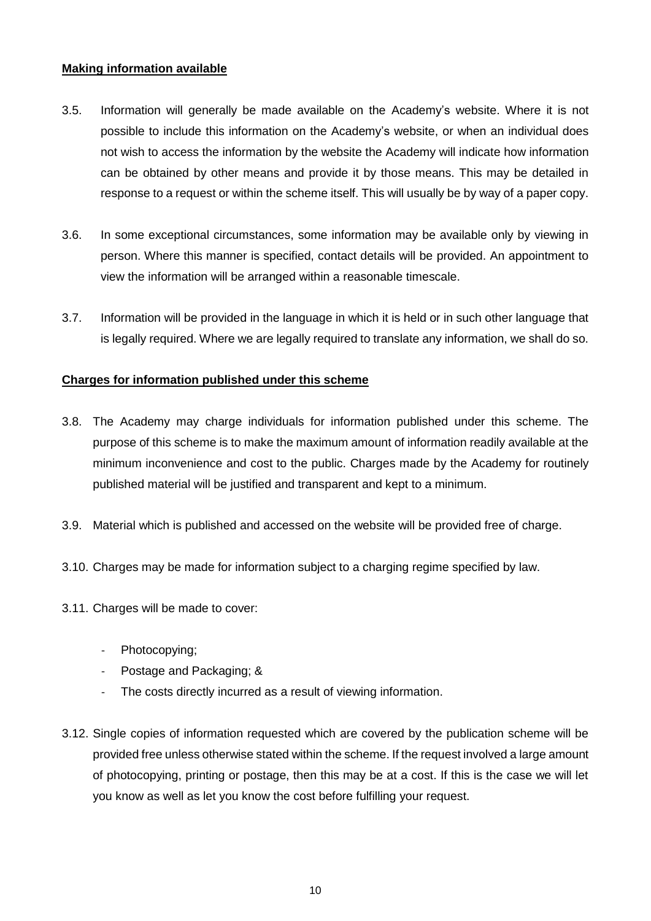**Making information available**

3.5. Information will generally be made available on the Academy's website. Where it is not possible to include this information on the Academy's website, or when an individual does not wish to access the information by the website the Academy will indicate how information can be obtained by other means and provide it by those means. This may be detailed in response to a request or within the scheme itself. This will usually be by way of a paper copy.

3.6. In some exceptional circumstances, some information may be available only by viewing in person. Where this manner is specified, contact details will be provided. An appointment to view the information will be arranged within a reasonable timescale.

3.7. Information will be provided in the language in which it is held or in such other language that is legally required. Where we are legally required to translate any information, we shall do so.

**Charges for information published under this scheme**

3.8. The Academy may charge individuals for information published under this scheme. The purpose of this scheme is to make the maximum amount of information readily available at the minimum inconvenience and cost to the public. Charges made by the Academy for routinely published material will be justified and transparent and kept to a minimum.

3.9. Material which is published and accessed on the website will be provided free of charge.

3.10. Charges may be made for information subject to a charging regime specified by law.

3.11. Charges will be made to cover:

- Photocopying;
- Postage and Packaging; &
- The costs directly incurred as a result of viewing information.

3.12. Single copies of information requested which are covered by the publication scheme will be provided free unless otherwise stated within the scheme. If the request involved a large amount of photocopying, printing or postage, then this may be at a cost. If this is the case we will let you know as well as let you know the cost before fulfilling your request.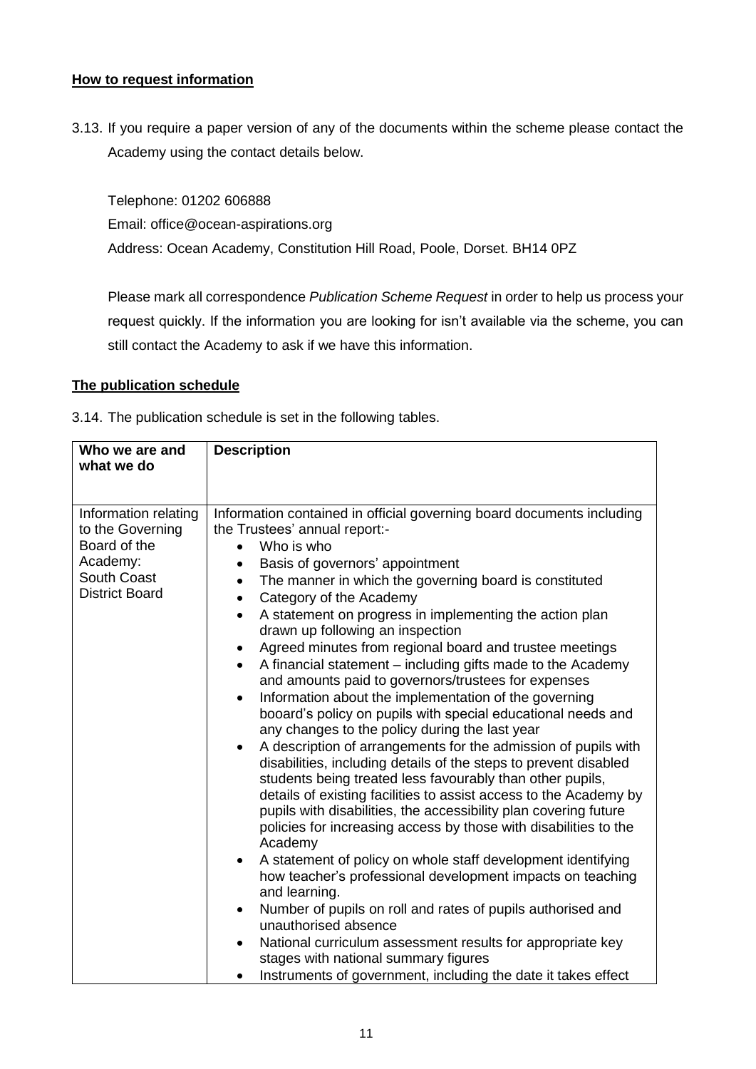**How to request information**

3.13. If you require a paper version of any of the documents within the scheme please contact the Academy using the contact details below.

Telephone: 01202 606888

Email: office@ocean-aspirations.org

Address: Ocean Academy, Constitution Hill Road, Poole, Dorset. BH14 0PZ

Please mark all correspondence *Publication Scheme Request* in order to help us process your request quickly. If the information you are looking for isn't available via the scheme, you can still contact the Academy to ask if we have this information.

**The publication schedule**

3.14. The publication schedule is set in the following tables.

| Who we are and what we do | Description |
|---|---|
| Information relating to the Governing Board of the Academy: South Coast District Board | Information contained in official governing board documents including the Trustees' annual report:-<br>• Who is who<br>• Basis of governors' appointment<br>• The manner in which the governing board is constituted<br>• Category of the Academy<br>• A statement on progress in implementing the action plan drawn up following an inspection<br>• Agreed minutes from regional board and trustee meetings<br>• A financial statement – including gifts made to the Academy and amounts paid to governors/trustees for expenses<br>• Information about the implementation of the governing booard's policy on pupils with special educational needs and any changes to the policy during the last year<br>• A description of arrangements for the admission of pupils with disabilities, including details of the steps to prevent disabled students being treated less favourably than other pupils, details of existing facilities to assist access to the Academy by pupils with disabilities, the accessibility plan covering future policies for increasing access by those with disabilities to the Academy<br>• A statement of policy on whole staff development identifying how teacher's professional development impacts on teaching and learning.<br>• Number of pupils on roll and rates of pupils authorised and unauthorised absence<br>• National curriculum assessment results for appropriate key stages with national summary figures<br>• Instruments of government, including the date it takes effect |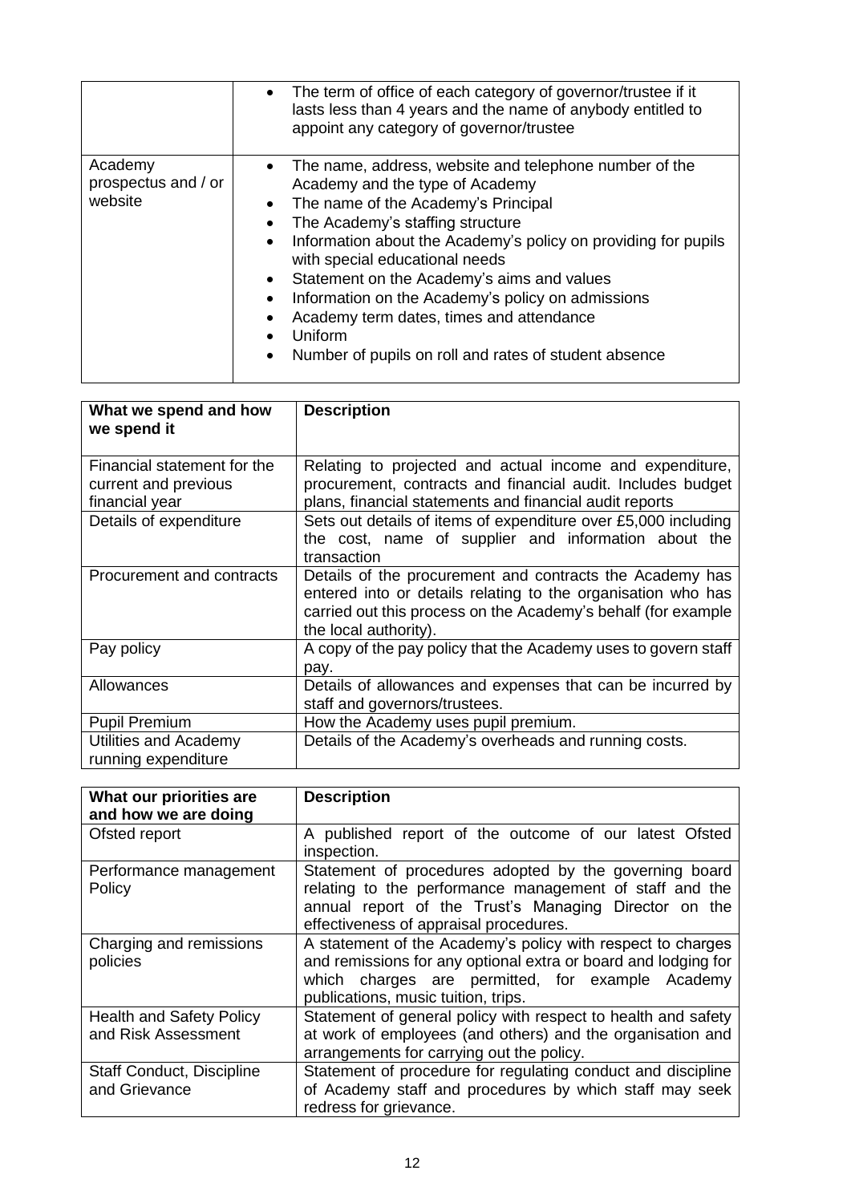| | |
|---|---|
| | • The term of office of each category of governor/trustee if it lasts less than 4 years and the name of anybody entitled to appoint any category of governor/trustee |
| Academy prospectus and / or website | • The name, address, website and telephone number of the Academy and the type of Academy<br>• The name of the Academy's Principal<br>• The Academy's staffing structure<br>• Information about the Academy's policy on providing for pupils with special educational needs<br>• Statement on the Academy's aims and values<br>• Information on the Academy's policy on admissions<br>• Academy term dates, times and attendance<br>• Uniform<br>• Number of pupils on roll and rates of student absence |

| What we spend and how we spend it | Description |
|---|---|
| Financial statement for the current and previous financial year | Relating to projected and actual income and expenditure, procurement, contracts and financial audit. Includes budget plans, financial statements and financial audit reports |
| Details of expenditure | Sets out details of items of expenditure over £5,000 including the cost, name of supplier and information about the transaction |
| Procurement and contracts | Details of the procurement and contracts the Academy has entered into or details relating to the organisation who has carried out this process on the Academy's behalf (for example the local authority). |
| Pay policy | A copy of the pay policy that the Academy uses to govern staff pay. |
| Allowances | Details of allowances and expenses that can be incurred by staff and governors/trustees. |
| Pupil Premium | How the Academy uses pupil premium. |
| Utilities and Academy running expenditure | Details of the Academy's overheads and running costs. |

| What our priorities are and how we are doing | Description |
|---|---|
| Ofsted report | A published report of the outcome of our latest Ofsted inspection. |
| Performance management Policy | Statement of procedures adopted by the governing board relating to the performance management of staff and the annual report of the Trust's Managing Director on the effectiveness of appraisal procedures. |
| Charging and remissions policies | A statement of the Academy's policy with respect to charges and remissions for any optional extra or board and lodging for which charges are permitted, for example Academy publications, music tuition, trips. |
| Health and Safety Policy and Risk Assessment | Statement of general policy with respect to health and safety at work of employees (and others) and the organisation and arrangements for carrying out the policy. |
| Staff Conduct, Discipline and Grievance | Statement of procedure for regulating conduct and discipline of Academy staff and procedures by which staff may seek redress for grievance. |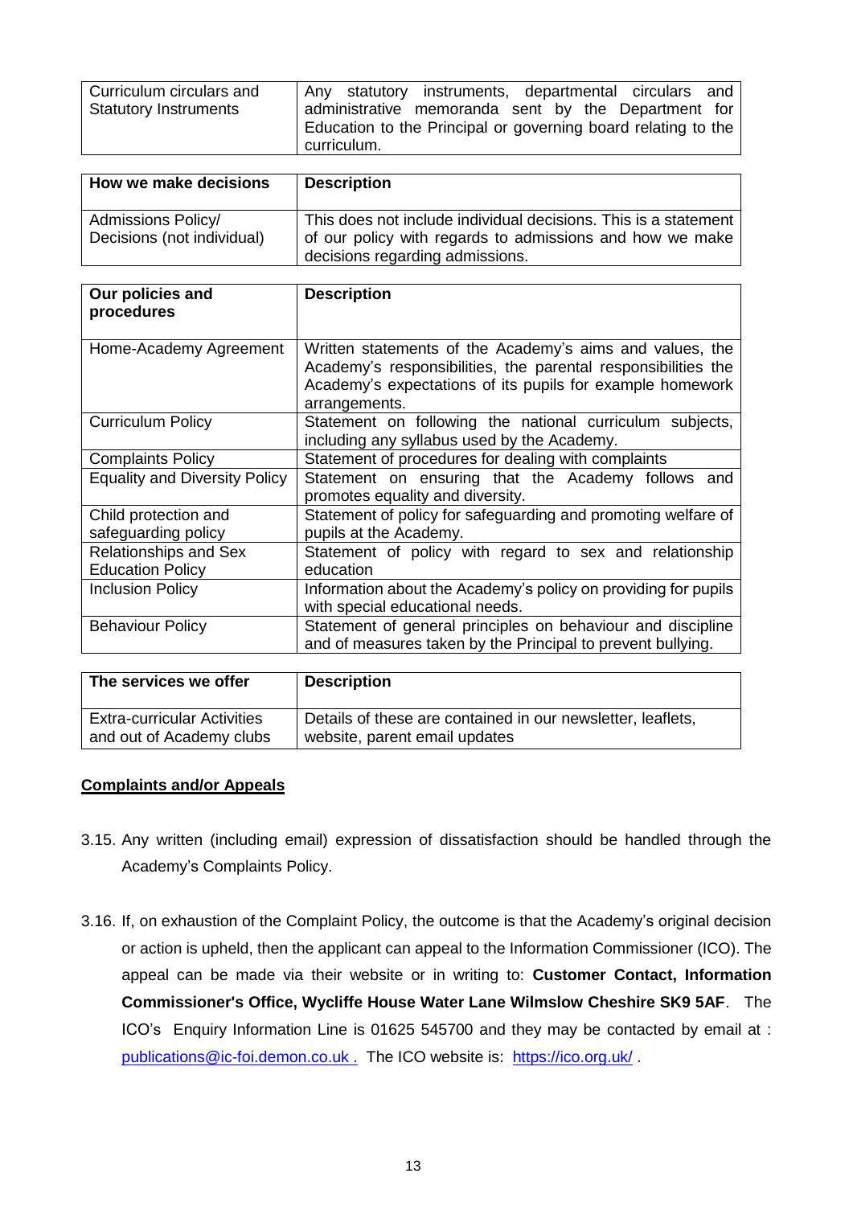| | |
|---|---|
| Curriculum circulars and Statutory Instruments | Any statutory instruments, departmental circulars and administrative memoranda sent by the Department for Education to the Principal or governing board relating to the curriculum. |

| How we make decisions | Description |
|---|---|
| Admissions Policy/ Decisions (not individual) | This does not include individual decisions. This is a statement of our policy with regards to admissions and how we make decisions regarding admissions. |

| Our policies and procedures | Description |
|---|---|
| Home-Academy Agreement | Written statements of the Academy's aims and values, the Academy's responsibilities, the parental responsibilities the Academy's expectations of its pupils for example homework arrangements. |
| Curriculum Policy | Statement on following the national curriculum subjects, including any syllabus used by the Academy. |
| Complaints Policy | Statement of procedures for dealing with complaints |
| Equality and Diversity Policy | Statement on ensuring that the Academy follows and promotes equality and diversity. |
| Child protection and safeguarding policy | Statement of policy for safeguarding and promoting welfare of pupils at the Academy. |
| Relationships and Sex Education Policy | Statement of policy with regard to sex and relationship education |
| Inclusion Policy | Information about the Academy's policy on providing for pupils with special educational needs. |
| Behaviour Policy | Statement of general principles on behaviour and discipline and of measures taken by the Principal to prevent bullying. |

| The services we offer | Description |
|---|---|
| Extra-curricular Activities and out of Academy clubs | Details of these are contained in our newsletter, leaflets, website, parent email updates |

**Complaints and/or Appeals**

3.15. Any written (including email) expression of dissatisfaction should be handled through the Academy's Complaints Policy.

3.16. If, on exhaustion of the Complaint Policy, the outcome is that the Academy's original decision or action is upheld, then the applicant can appeal to the Information Commissioner (ICO). The appeal can be made via their website or in writing to: **Customer Contact, Information Commissioner's Office, Wycliffe House Water Lane Wilmslow Cheshire SK9 5AF**. The ICO's Enquiry Information Line is 01625 545700 and they may be contacted by email at : publications@ic-foi.demon.co.uk . The ICO website is: https://ico.org.uk/ .